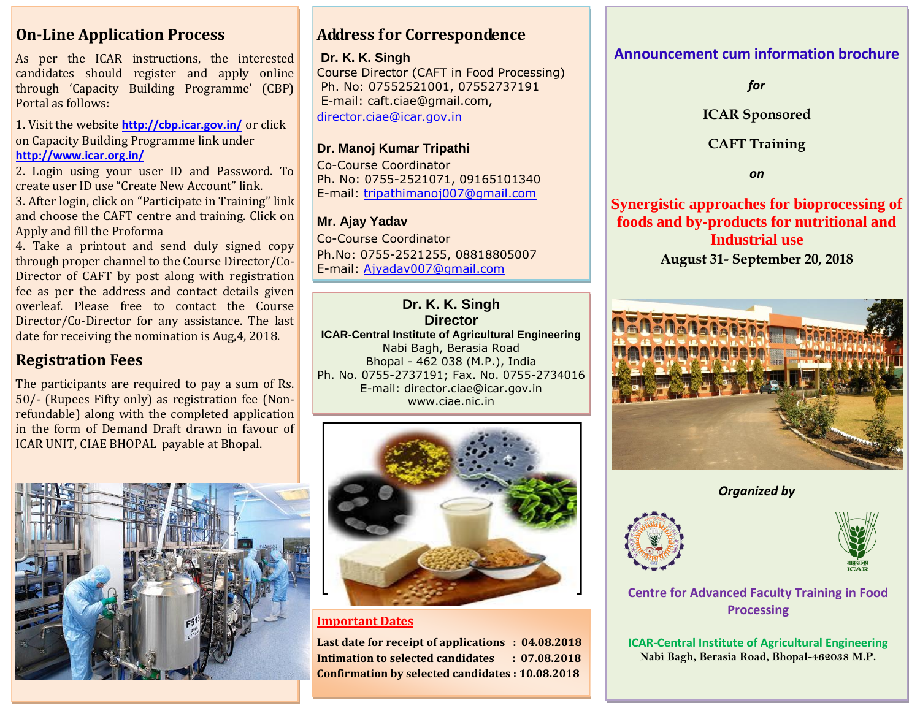## On-Line Application Process

As per the ICAR instructions, the interested candidates should register and apply online through 'Capacity Building Programme' (CBP) Portal as follows:

1. Visit the website **http://cbp.icar.gov.in/** or click on Capacity Building Programme link under **http://www.icar.org.in/**
2. Login using your user ID and Password. To create user ID use "Create New Account" link.
3. After login, click on "Participate in Training" link and choose the CAFT centre and training. Click on Apply and fill the Proforma
4. Take a printout and send duly signed copy through proper channel to the Course Director/Co-Director of CAFT by post along with registration fee as per the address and contact details given overleaf. Please free to contact the Course Director/Co-Director for any assistance. The last date for receiving the nomination is Aug,4, 2018.

## Registration Fees

The participants are required to pay a sum of Rs. 50/- (Rupees Fifty only) as registration fee (Non-refundable) along with the completed application in the form of Demand Draft drawn in favour of ICAR UNIT, CIAE BHOPAL payable at Bhopal.

## Address for Correspondence

**Dr. K. K. Singh**
Course Director (CAFT in Food Processing)
Ph. No: 07552521001, 07552737191
E-mail: caft.ciae@gmail.com, director.ciae@icar.gov.in

**Dr. Manoj Kumar Tripathi**
Co-Course Coordinator
Ph. No: 0755-2521071, 09165101340
E-mail: tripathimanoj007@gmail.com

**Mr. Ajay Yadav**
Co-Course Coordinator
Ph.No: 0755-2521255, 08818805007
E-mail: Ajyadav007@gmail.com

**Dr. K. K. Singh**
**Director**
**ICAR-Central Institute of Agricultural Engineering**
Nabi Bagh, Berasia Road
Bhopal - 462 038 (M.P.), India
Ph. No. 0755-2737191; Fax. No. 0755-2734016
E-mail: director.ciae@icar.gov.in
www.ciae.nic.in

### Important Dates

**Last date for receipt of applications : 04.08.2018**
**Intimation to selected candidates : 07.08.2018**
**Confirmation by selected candidates : 10.08.2018**

# Announcement cum information brochure

*for*

**ICAR Sponsored**

**CAFT Training**

*on*

## Synergistic approaches for bioprocessing of foods and by-products for nutritional and Industrial use

**August 31- September 20, 2018**

*Organized by*

**Centre for Advanced Faculty Training in Food Processing**

**ICAR-Central Institute of Agricultural Engineering**
**Nabi Bagh, Berasia Road, Bhopal-462038 M.P.**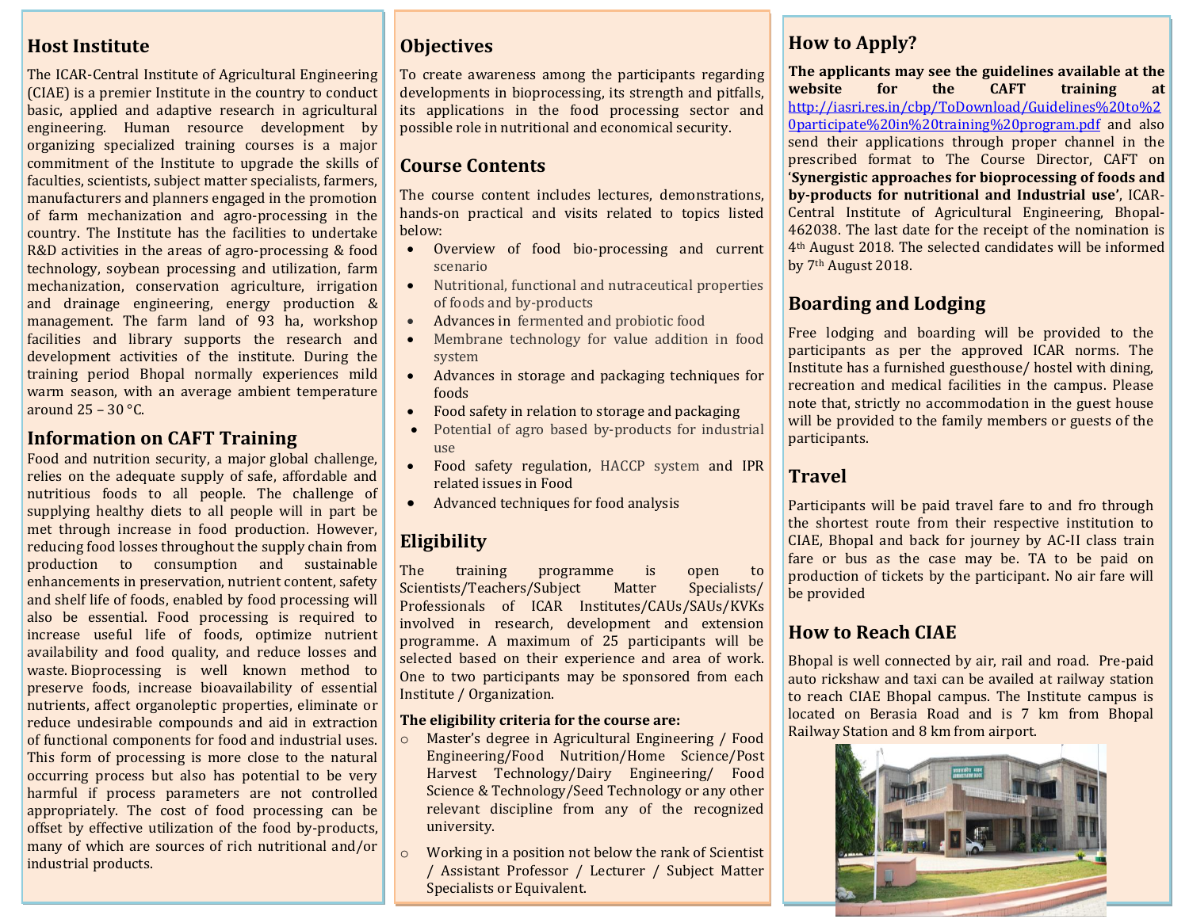## Host Institute

The ICAR-Central Institute of Agricultural Engineering (CIAE) is a premier Institute in the country to conduct basic, applied and adaptive research in agricultural engineering. Human resource development by organizing specialized training courses is a major commitment of the Institute to upgrade the skills of faculties, scientists, subject matter specialists, farmers, manufacturers and planners engaged in the promotion of farm mechanization and agro-processing in the country. The Institute has the facilities to undertake R&D activities in the areas of agro-processing & food technology, soybean processing and utilization, farm mechanization, conservation agriculture, irrigation and drainage engineering, energy production & management. The farm land of 93 ha, workshop facilities and library supports the research and development activities of the institute. During the training period Bhopal normally experiences mild warm season, with an average ambient temperature around 25 – 30 °C.

## Information on CAFT Training

Food and nutrition security, a major global challenge, relies on the adequate supply of safe, affordable and nutritious foods to all people. The challenge of supplying healthy diets to all people will in part be met through increase in food production. However, reducing food losses throughout the supply chain from production to consumption and sustainable enhancements in preservation, nutrient content, safety and shelf life of foods, enabled by food processing will also be essential. Food processing is required to increase useful life of foods, optimize nutrient availability and food quality, and reduce losses and waste. Bioprocessing is well known method to preserve foods, increase bioavailability of essential nutrients, affect organoleptic properties, eliminate or reduce undesirable compounds and aid in extraction of functional components for food and industrial uses. This form of processing is more close to the natural occurring process but also has potential to be very harmful if process parameters are not controlled appropriately. The cost of food processing can be offset by effective utilization of the food by-products, many of which are sources of rich nutritional and/or industrial products.

## Objectives

To create awareness among the participants regarding developments in bioprocessing, its strength and pitfalls, its applications in the food processing sector and possible role in nutritional and economical security.

## Course Contents

The course content includes lectures, demonstrations, hands-on practical and visits related to topics listed below:

- Overview of food bio-processing and current scenario
- Nutritional, functional and nutraceutical properties of foods and by-products
- Advances in fermented and probiotic food
- Membrane technology for value addition in food system
- Advances in storage and packaging techniques for foods
- Food safety in relation to storage and packaging
- Potential of agro based by-products for industrial use
- Food safety regulation, HACCP system and IPR related issues in Food
- Advanced techniques for food analysis

## Eligibility

The training programme is open to Scientists/Teachers/Subject Matter Specialists/ Professionals of ICAR Institutes/CAUs/SAUs/KVKs involved in research, development and extension programme. A maximum of 25 participants will be selected based on their experience and area of work. One to two participants may be sponsored from each Institute / Organization.

**The eligibility criteria for the course are:**

- Master's degree in Agricultural Engineering / Food Engineering/Food Nutrition/Home Science/Post Harvest Technology/Dairy Engineering/ Food Science & Technology/Seed Technology or any other relevant discipline from any of the recognized university.
- Working in a position not below the rank of Scientist / Assistant Professor / Lecturer / Subject Matter Specialists or Equivalent.

## How to Apply?

**The applicants may see the guidelines available at the website for the CAFT training at** http://iasri.res.in/cbp/ToDownload/Guidelines%20to%20participate%20in%20training%20program.pdf and also send their applications through proper channel in the prescribed format to The Course Director, CAFT on '**Synergistic approaches for bioprocessing of foods and by-products for nutritional and Industrial use'**, ICAR-Central Institute of Agricultural Engineering, Bhopal-462038. The last date for the receipt of the nomination is 4th August 2018. The selected candidates will be informed by 7th August 2018.

## Boarding and Lodging

Free lodging and boarding will be provided to the participants as per the approved ICAR norms. The Institute has a furnished guesthouse/ hostel with dining, recreation and medical facilities in the campus. Please note that, strictly no accommodation in the guest house will be provided to the family members or guests of the participants.

## Travel

Participants will be paid travel fare to and fro through the shortest route from their respective institution to CIAE, Bhopal and back for journey by AC-II class train fare or bus as the case may be. TA to be paid on production of tickets by the participant. No air fare will be provided

## How to Reach CIAE

Bhopal is well connected by air, rail and road. Pre-paid auto rickshaw and taxi can be availed at railway station to reach CIAE Bhopal campus. The Institute campus is located on Berasia Road and is 7 km from Bhopal Railway Station and 8 km from airport.